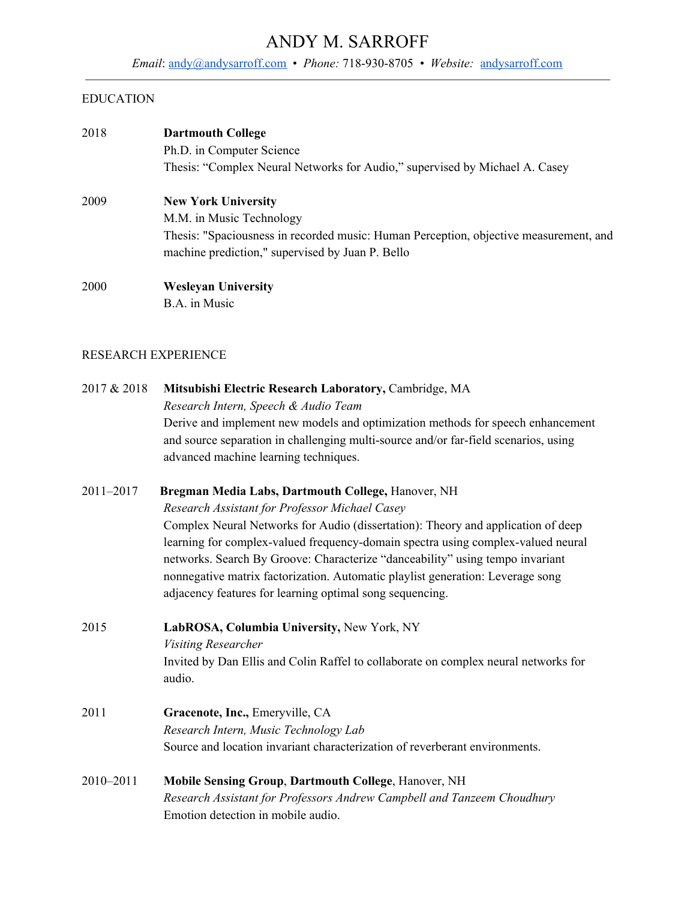# ANDY M. SARROFF

*Email*: [andy@andysarroff.com](mailto:andy@andysarroff.com) • *Phone:* 718-930-8705 • *Website:* [andysarroff.com](http://andysarroff.com)

---

## EDUCATION

2018 — **Dartmouth College**
Ph.D. in Computer Science
Thesis: "Complex Neural Networks for Audio," supervised by Michael A. Casey

2009 — **New York University**
M.M. in Music Technology
Thesis: "Spaciousness in recorded music: Human Perception, objective measurement, and machine prediction," supervised by Juan P. Bello

2000 — **Wesleyan University**
B.A. in Music

## RESEARCH EXPERIENCE

2017 & 2018 — **Mitsubishi Electric Research Laboratory,** Cambridge, MA
*Research Intern, Speech & Audio Team*
Derive and implement new models and optimization methods for speech enhancement and source separation in challenging multi-source and/or far-field scenarios, using advanced machine learning techniques.

2011–2017 — **Bregman Media Labs, Dartmouth College,** Hanover, NH
*Research Assistant for Professor Michael Casey*
Complex Neural Networks for Audio (dissertation): Theory and application of deep learning for complex-valued frequency-domain spectra using complex-valued neural networks. Search By Groove: Characterize "danceability" using tempo invariant nonnegative matrix factorization. Automatic playlist generation: Leverage song adjacency features for learning optimal song sequencing.

2015 — **LabROSA, Columbia University,** New York, NY
*Visiting Researcher*
Invited by Dan Ellis and Colin Raffel to collaborate on complex neural networks for audio.

2011 — **Gracenote, Inc.,** Emeryville, CA
*Research Intern, Music Technology Lab*
Source and location invariant characterization of reverberant environments.

2010–2011 — **Mobile Sensing Group**, **Dartmouth College**, Hanover, NH
*Research Assistant for Professors Andrew Campbell and Tanzeem Choudhury*
Emotion detection in mobile audio.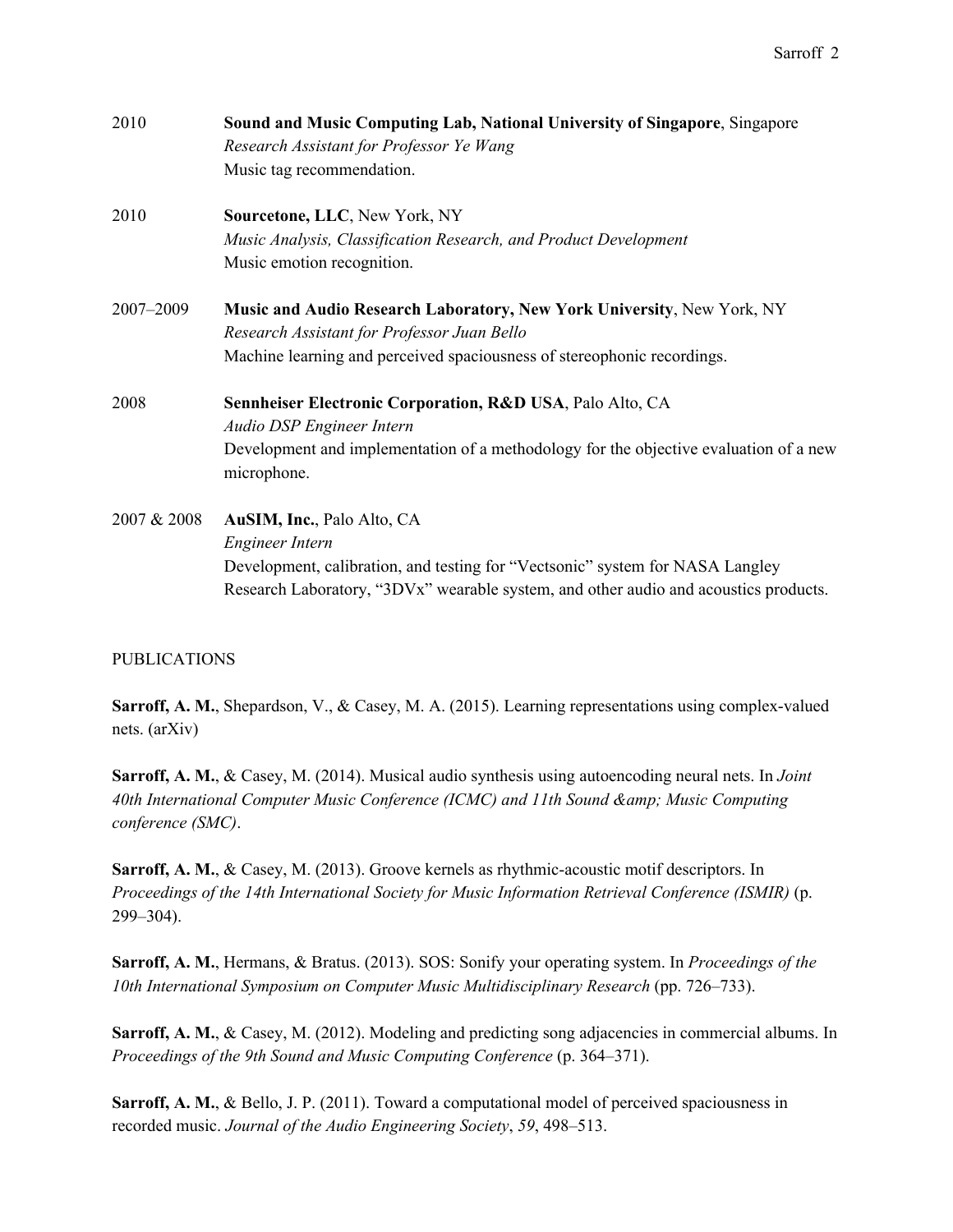2010 **Sound and Music Computing Lab, National University of Singapore**, Singapore
*Research Assistant for Professor Ye Wang*
Music tag recommendation.

2010 **Sourcetone, LLC**, New York, NY
*Music Analysis, Classification Research, and Product Development*
Music emotion recognition.

2007–2009 **Music and Audio Research Laboratory, New York University**, New York, NY
*Research Assistant for Professor Juan Bello*
Machine learning and perceived spaciousness of stereophonic recordings.

2008 **Sennheiser Electronic Corporation, R&D USA**, Palo Alto, CA
*Audio DSP Engineer Intern*
Development and implementation of a methodology for the objective evaluation of a new microphone.

2007 & 2008 **AuSIM, Inc.**, Palo Alto, CA
*Engineer Intern*
Development, calibration, and testing for "Vectsonic" system for NASA Langley Research Laboratory, "3DVx" wearable system, and other audio and acoustics products.

## PUBLICATIONS

**Sarroff, A. M.**, Shepardson, V., & Casey, M. A. (2015). Learning representations using complex-valued nets. (arXiv)

**Sarroff, A. M.**, & Casey, M. (2014). Musical audio synthesis using autoencoding neural nets. In *Joint 40th International Computer Music Conference (ICMC) and 11th Sound &amp; Music Computing conference (SMC)*.

**Sarroff, A. M.**, & Casey, M. (2013). Groove kernels as rhythmic-acoustic motif descriptors. In *Proceedings of the 14th International Society for Music Information Retrieval Conference (ISMIR)* (p. 299–304).

**Sarroff, A. M.**, Hermans, & Bratus. (2013). SOS: Sonify your operating system. In *Proceedings of the 10th International Symposium on Computer Music Multidisciplinary Research* (pp. 726–733).

**Sarroff, A. M.**, & Casey, M. (2012). Modeling and predicting song adjacencies in commercial albums. In *Proceedings of the 9th Sound and Music Computing Conference* (p. 364–371).

**Sarroff, A. M.**, & Bello, J. P. (2011). Toward a computational model of perceived spaciousness in recorded music. *Journal of the Audio Engineering Society*, *59*, 498–513.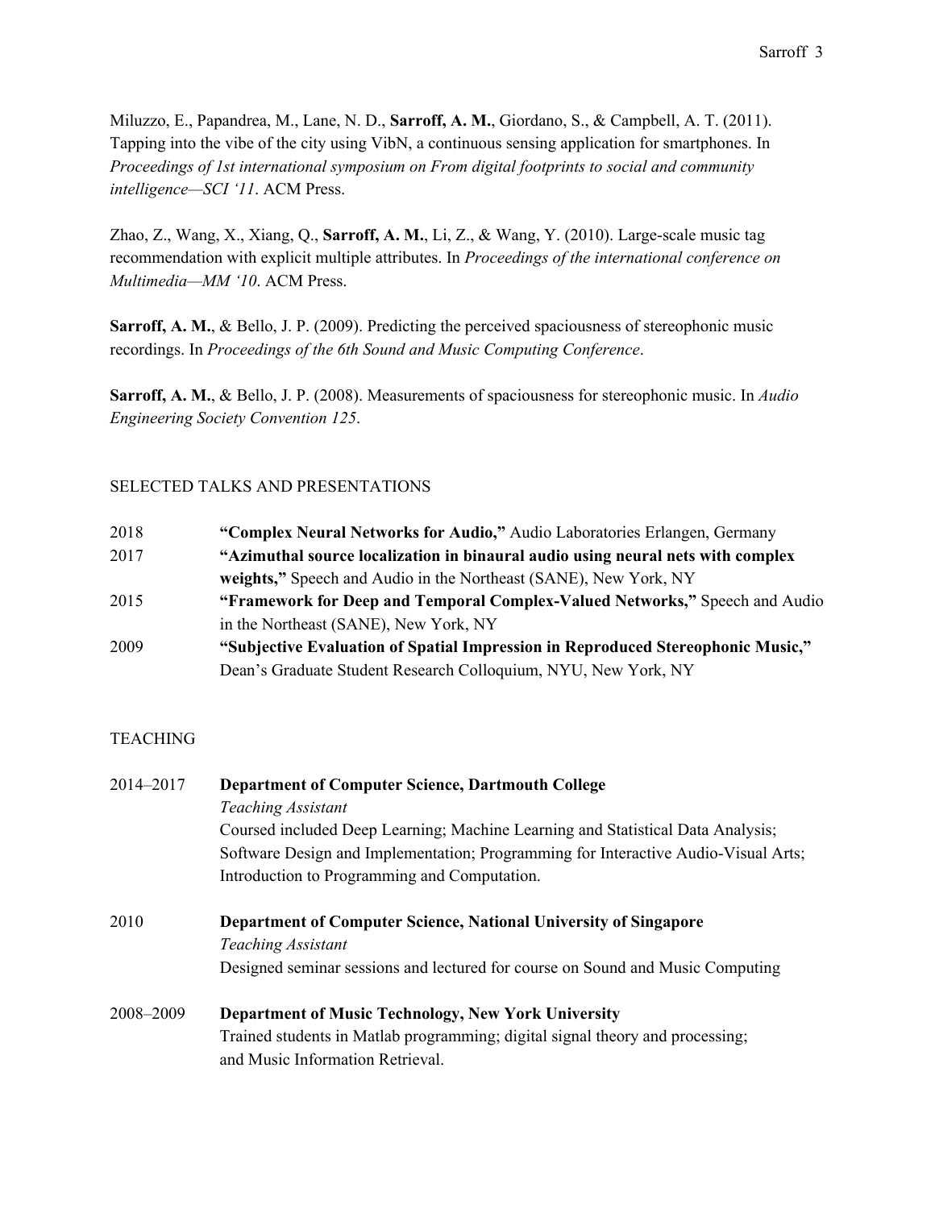Miluzzo, E., Papandrea, M., Lane, N. D., **Sarroff, A. M.**, Giordano, S., & Campbell, A. T. (2011). Tapping into the vibe of the city using VibN, a continuous sensing application for smartphones. In *Proceedings of 1st international symposium on From digital footprints to social and community intelligence—SCI '11*. ACM Press.

Zhao, Z., Wang, X., Xiang, Q., **Sarroff, A. M.**, Li, Z., & Wang, Y. (2010). Large-scale music tag recommendation with explicit multiple attributes. In *Proceedings of the international conference on Multimedia—MM '10*. ACM Press.

**Sarroff, A. M.**, & Bello, J. P. (2009). Predicting the perceived spaciousness of stereophonic music recordings. In *Proceedings of the 6th Sound and Music Computing Conference*.

**Sarroff, A. M.**, & Bello, J. P. (2008). Measurements of spaciousness for stereophonic music. In *Audio Engineering Society Convention 125*.

## SELECTED TALKS AND PRESENTATIONS

2018 — **"Complex Neural Networks for Audio,"** Audio Laboratories Erlangen, Germany

2017 — **"Azimuthal source localization in binaural audio using neural nets with complex weights,"** Speech and Audio in the Northeast (SANE), New York, NY

2015 — **"Framework for Deep and Temporal Complex-Valued Networks,"** Speech and Audio in the Northeast (SANE), New York, NY

2009 — **"Subjective Evaluation of Spatial Impression in Reproduced Stereophonic Music,"** Dean's Graduate Student Research Colloquium, NYU, New York, NY

## TEACHING

2014–2017 — **Department of Computer Science, Dartmouth College**
*Teaching Assistant*
Coursed included Deep Learning; Machine Learning and Statistical Data Analysis; Software Design and Implementation; Programming for Interactive Audio-Visual Arts; Introduction to Programming and Computation.

2010 — **Department of Computer Science, National University of Singapore**
*Teaching Assistant*
Designed seminar sessions and lectured for course on Sound and Music Computing

2008–2009 — **Department of Music Technology, New York University**
Trained students in Matlab programming; digital signal theory and processing; and Music Information Retrieval.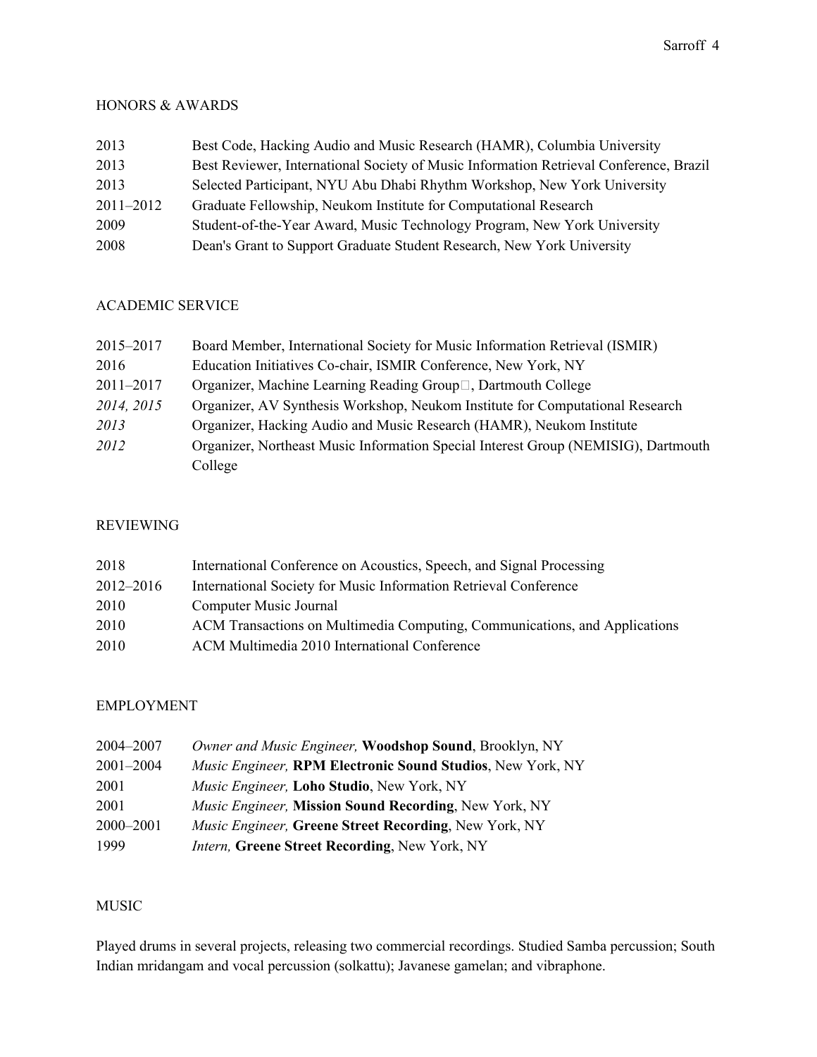## HONORS & AWARDS

| | |
|---|---|
| 2013 | Best Code, Hacking Audio and Music Research (HAMR), Columbia University |
| 2013 | Best Reviewer, International Society of Music Information Retrieval Conference, Brazil |
| 2013 | Selected Participant, NYU Abu Dhabi Rhythm Workshop, New York University |
| 2011–2012 | Graduate Fellowship, Neukom Institute for Computational Research |
| 2009 | Student-of-the-Year Award, Music Technology Program, New York University |
| 2008 | Dean's Grant to Support Graduate Student Research, New York University |

## ACADEMIC SERVICE

| | |
|---|---|
| 2015–2017 | Board Member, International Society for Music Information Retrieval (ISMIR) |
| 2016 | Education Initiatives Co-chair, ISMIR Conference, New York, NY |
| 2011–2017 | Organizer, Machine Learning Reading Group, Dartmouth College |
| *2014, 2015* | Organizer, AV Synthesis Workshop, Neukom Institute for Computational Research |
| *2013* | Organizer, Hacking Audio and Music Research (HAMR), Neukom Institute |
| *2012* | Organizer, Northeast Music Information Special Interest Group (NEMISIG), Dartmouth College |

## REVIEWING

| | |
|---|---|
| 2018 | International Conference on Acoustics, Speech, and Signal Processing |
| 2012–2016 | International Society for Music Information Retrieval Conference |
| 2010 | Computer Music Journal |
| 2010 | ACM Transactions on Multimedia Computing, Communications, and Applications |
| 2010 | ACM Multimedia 2010 International Conference |

## EMPLOYMENT

| | |
|---|---|
| 2004–2007 | *Owner and Music Engineer,* **Woodshop Sound**, Brooklyn, NY |
| 2001–2004 | *Music Engineer,* **RPM Electronic Sound Studios**, New York, NY |
| 2001 | *Music Engineer,* **Loho Studio**, New York, NY |
| 2001 | *Music Engineer,* **Mission Sound Recording**, New York, NY |
| 2000–2001 | *Music Engineer,* **Greene Street Recording**, New York, NY |
| 1999 | *Intern,* **Greene Street Recording**, New York, NY |

## MUSIC

Played drums in several projects, releasing two commercial recordings. Studied Samba percussion; South Indian mridangam and vocal percussion (solkattu); Javanese gamelan; and vibraphone.